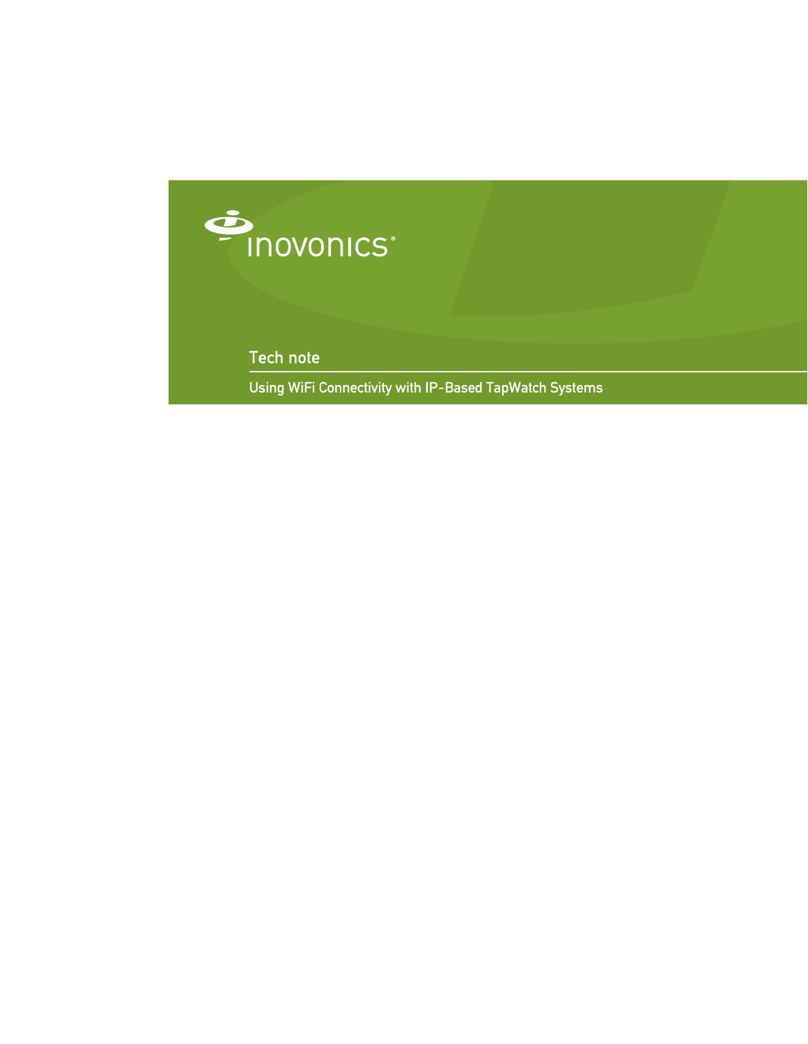inovonics®

# Tech note

## Using WiFi Connectivity with IP-Based TapWatch Systems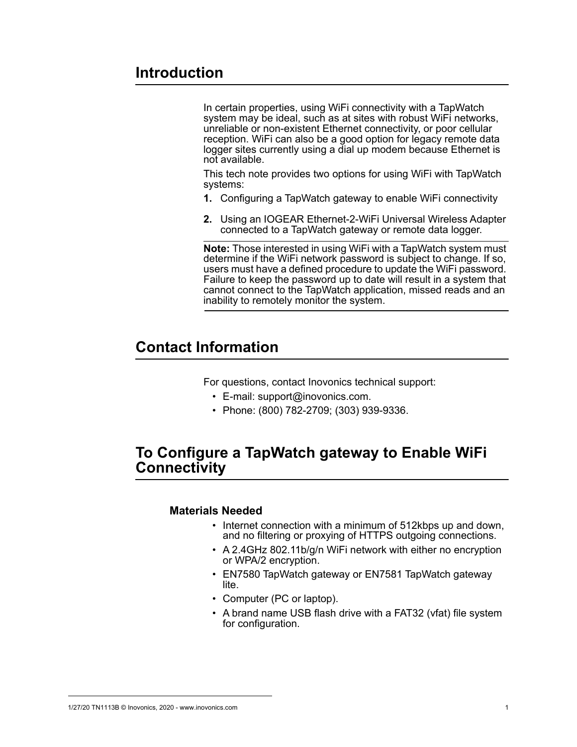## Introduction

In certain properties, using WiFi connectivity with a TapWatch system may be ideal, such as at sites with robust WiFi networks, unreliable or non-existent Ethernet connectivity, or poor cellular reception. WiFi can also be a good option for legacy remote data logger sites currently using a dial up modem because Ethernet is not available.

This tech note provides two options for using WiFi with TapWatch systems:

1. Configuring a TapWatch gateway to enable WiFi connectivity
2. Using an IOGEAR Ethernet-2-WiFi Universal Wireless Adapter connected to a TapWatch gateway or remote data logger.

**Note:** Those interested in using WiFi with a TapWatch system must determine if the WiFi network password is subject to change. If so, users must have a defined procedure to update the WiFi password. Failure to keep the password up to date will result in a system that cannot connect to the TapWatch application, missed reads and an inability to remotely monitor the system.

## Contact Information

For questions, contact Inovonics technical support:

- E-mail: support@inovonics.com.
- Phone: (800) 782-2709; (303) 939-9336.

## To Configure a TapWatch gateway to Enable WiFi Connectivity

### Materials Needed

- Internet connection with a minimum of 512kbps up and down, and no filtering or proxying of HTTPS outgoing connections.
- A 2.4GHz 802.11b/g/n WiFi network with either no encryption or WPA/2 encryption.
- EN7580 TapWatch gateway or EN7581 TapWatch gateway lite.
- Computer (PC or laptop).
- A brand name USB flash drive with a FAT32 (vfat) file system for configuration.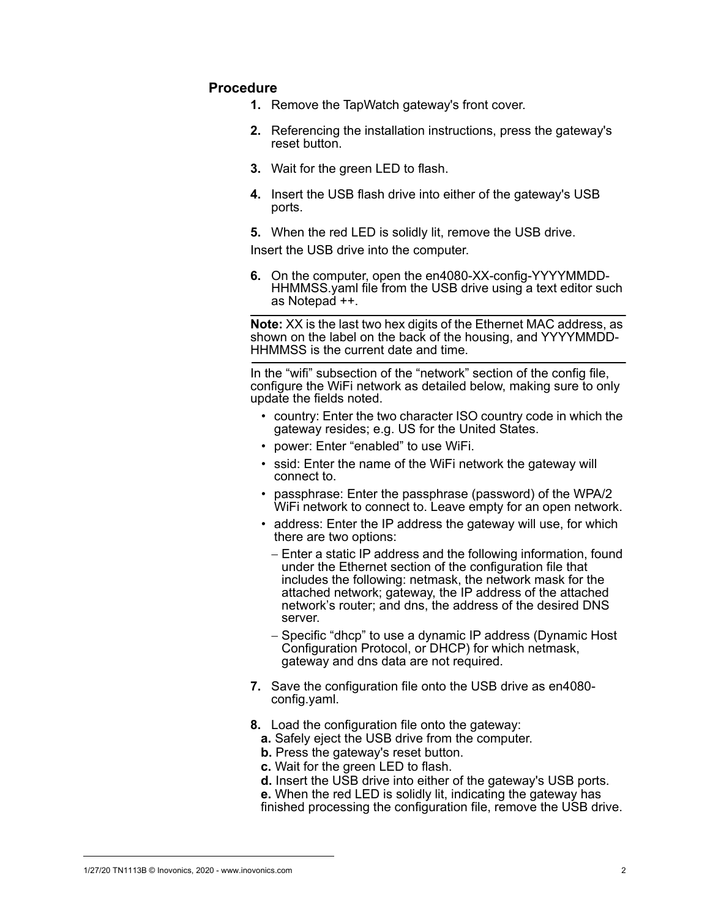### Procedure

1. Remove the TapWatch gateway's front cover.
2. Referencing the installation instructions, press the gateway's reset button.
3. Wait for the green LED to flash.
4. Insert the USB flash drive into either of the gateway's USB ports.
5. When the red LED is solidly lit, remove the USB drive.

   Insert the USB drive into the computer.

6. On the computer, open the en4080-XX-config-YYYYMMDD-HHMMSS.yaml file from the USB drive using a text editor such as Notepad ++.

   ---

   **Note:** XX is the last two hex digits of the Ethernet MAC address, as shown on the label on the back of the housing, and YYYYMMDD-HHMMSS is the current date and time.

   ---

   In the "wifi" subsection of the "network" section of the config file, configure the WiFi network as detailed below, making sure to only update the fields noted.

   - country: Enter the two character ISO country code in which the gateway resides; e.g. US for the United States.
   - power: Enter "enabled" to use WiFi.
   - ssid: Enter the name of the WiFi network the gateway will connect to.
   - passphrase: Enter the passphrase (password) of the WPA/2 WiFi network to connect to. Leave empty for an open network.
   - address: Enter the IP address the gateway will use, for which there are two options:
     - Enter a static IP address and the following information, found under the Ethernet section of the configuration file that includes the following: netmask, the network mask for the attached network; gateway, the IP address of the attached network's router; and dns, the address of the desired DNS server.
     - Specific "dhcp" to use a dynamic IP address (Dynamic Host Configuration Protocol, or DHCP) for which netmask, gateway and dns data are not required.

7. Save the configuration file onto the USB drive as en4080-config.yaml.
8. Load the configuration file onto the gateway:

   **a.** Safely eject the USB drive from the computer.

   **b.** Press the gateway's reset button.

   **c.** Wait for the green LED to flash.

   **d.** Insert the USB drive into either of the gateway's USB ports.

   **e.** When the red LED is solidly lit, indicating the gateway has finished processing the configuration file, remove the USB drive.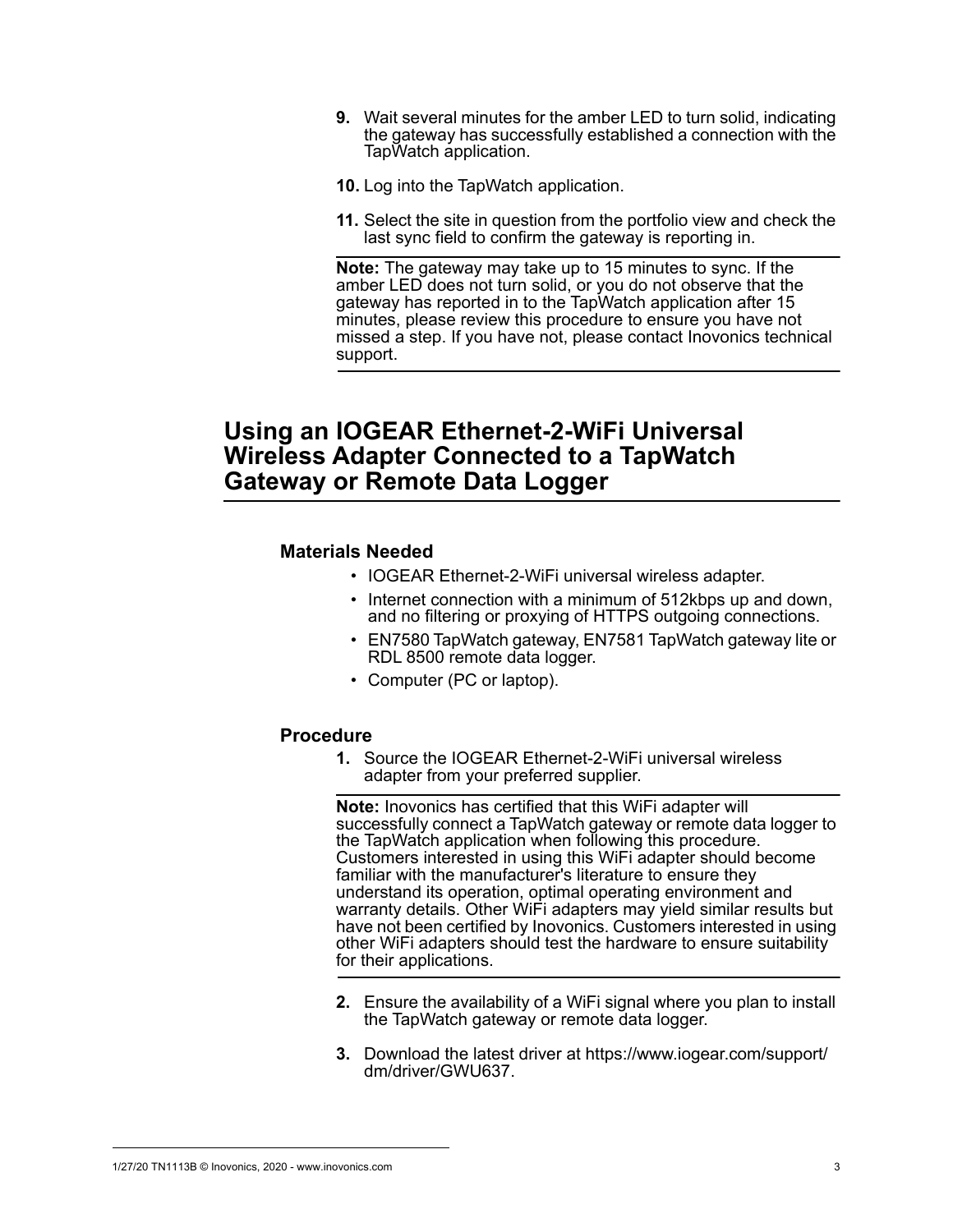9. Wait several minutes for the amber LED to turn solid, indicating the gateway has successfully established a connection with the TapWatch application.

10. Log into the TapWatch application.

11. Select the site in question from the portfolio view and check the last sync field to confirm the gateway is reporting in.

**Note:** The gateway may take up to 15 minutes to sync. If the amber LED does not turn solid, or you do not observe that the gateway has reported in to the TapWatch application after 15 minutes, please review this procedure to ensure you have not missed a step. If you have not, please contact Inovonics technical support.

## Using an IOGEAR Ethernet-2-WiFi Universal Wireless Adapter Connected to a TapWatch Gateway or Remote Data Logger

### Materials Needed

- IOGEAR Ethernet-2-WiFi universal wireless adapter.
- Internet connection with a minimum of 512kbps up and down, and no filtering or proxying of HTTPS outgoing connections.
- EN7580 TapWatch gateway, EN7581 TapWatch gateway lite or RDL 8500 remote data logger.
- Computer (PC or laptop).

### Procedure

1. Source the IOGEAR Ethernet-2-WiFi universal wireless adapter from your preferred supplier.

**Note:** Inovonics has certified that this WiFi adapter will successfully connect a TapWatch gateway or remote data logger to the TapWatch application when following this procedure. Customers interested in using this WiFi adapter should become familiar with the manufacturer's literature to ensure they understand its operation, optimal operating environment and warranty details. Other WiFi adapters may yield similar results but have not been certified by Inovonics. Customers interested in using other WiFi adapters should test the hardware to ensure suitability for their applications.

2. Ensure the availability of a WiFi signal where you plan to install the TapWatch gateway or remote data logger.

3. Download the latest driver at https://www.iogear.com/support/dm/driver/GWU637.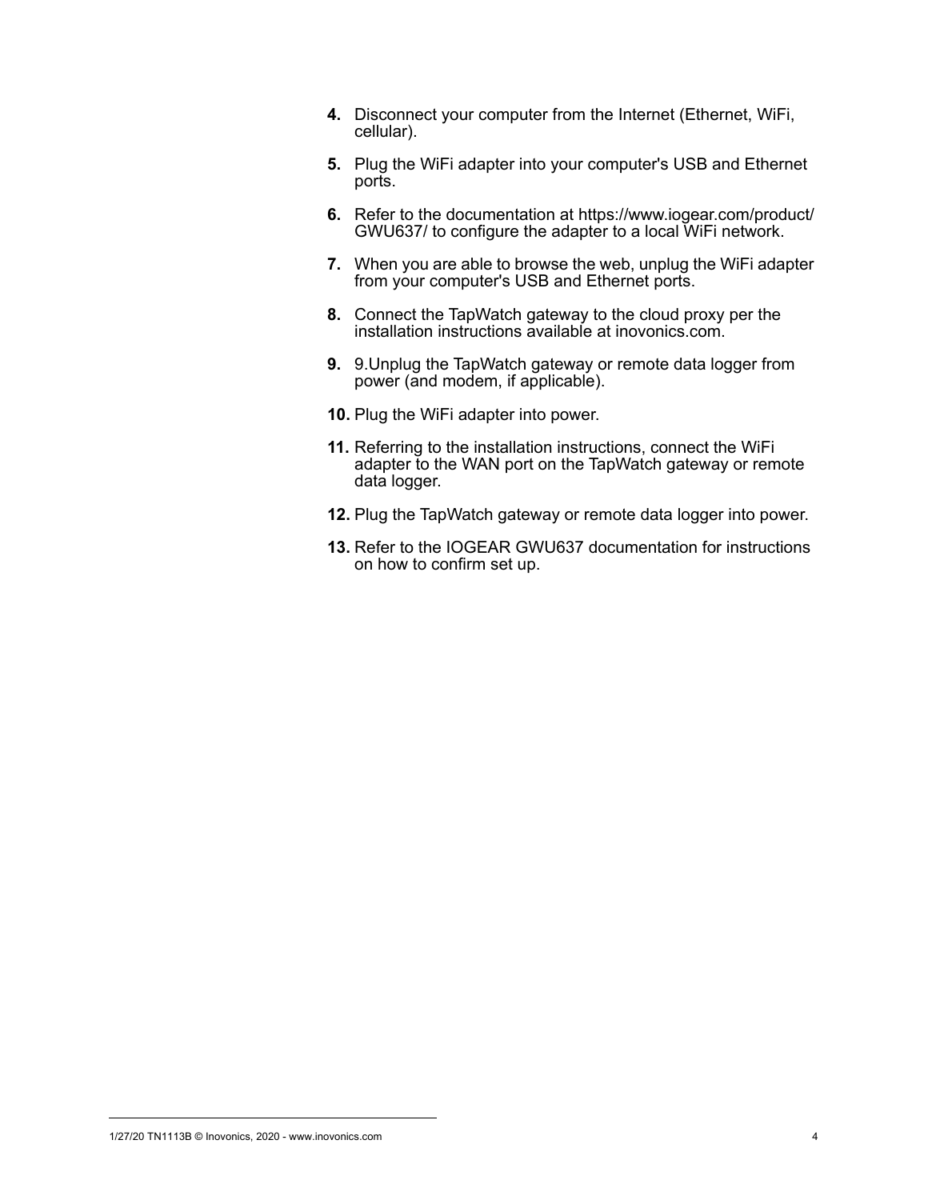4. Disconnect your computer from the Internet (Ethernet, WiFi, cellular).

5. Plug the WiFi adapter into your computer's USB and Ethernet ports.

6. Refer to the documentation at https://www.iogear.com/product/GWU637/ to configure the adapter to a local WiFi network.

7. When you are able to browse the web, unplug the WiFi adapter from your computer's USB and Ethernet ports.

8. Connect the TapWatch gateway to the cloud proxy per the installation instructions available at inovonics.com.

9. 9.Unplug the TapWatch gateway or remote data logger from power (and modem, if applicable).

10. Plug the WiFi adapter into power.

11. Referring to the installation instructions, connect the WiFi adapter to the WAN port on the TapWatch gateway or remote data logger.

12. Plug the TapWatch gateway or remote data logger into power.

13. Refer to the IOGEAR GWU637 documentation for instructions on how to confirm set up.